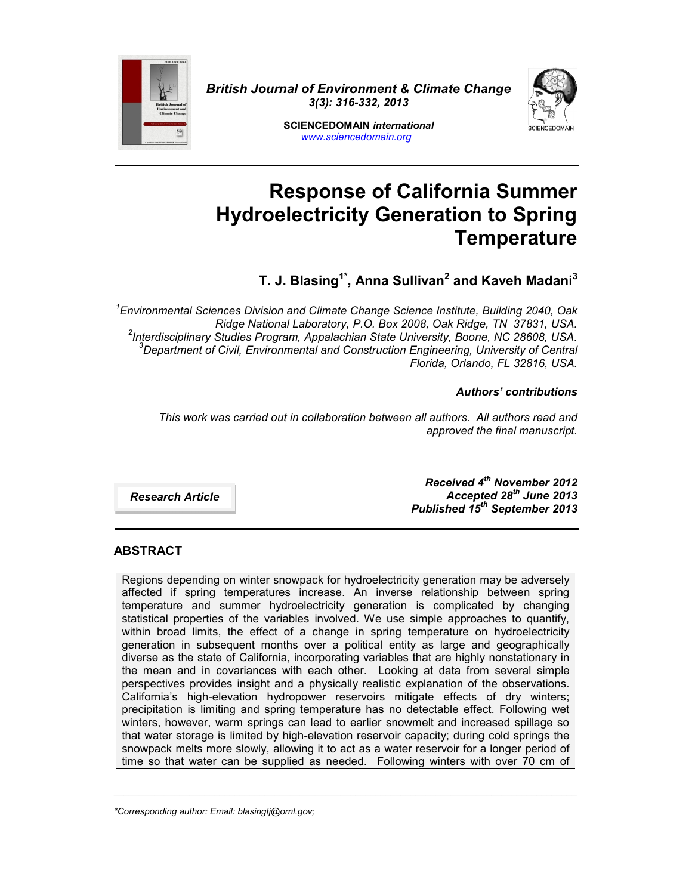British Journal of Environment & Climate Change
3(3): 316-332, 2013

SCIENCEDOMAIN *international*
www.sciencedomain.org

# Response of California Summer Hydroelectricity Generation to Spring Temperature

**T. J. Blasing[1*], Anna Sullivan[2] and Kaveh Madani[3]**

*[1]Environmental Sciences Division and Climate Change Science Institute, Building 2040, Oak Ridge National Laboratory, P.O. Box 2008, Oak Ridge, TN 37831, USA.*
*[2]Interdisciplinary Studies Program, Appalachian State University, Boone, NC 28608, USA.*
*[3]Department of Civil, Environmental and Construction Engineering, University of Central Florida, Orlando, FL 32816, USA.*

***Authors' contributions***

*This work was carried out in collaboration between all authors. All authors read and approved the final manuscript.*

***Research Article***

***Received 4th November 2012***
***Accepted 28th June 2013***
***Published 15th September 2013***

## ABSTRACT

Regions depending on winter snowpack for hydroelectricity generation may be adversely affected if spring temperatures increase. An inverse relationship between spring temperature and summer hydroelectricity generation is complicated by changing statistical properties of the variables involved. We use simple approaches to quantify, within broad limits, the effect of a change in spring temperature on hydroelectricity generation in subsequent months over a political entity as large and geographically diverse as the state of California, incorporating variables that are highly nonstationary in the mean and in covariances with each other. Looking at data from several simple perspectives provides insight and a physically realistic explanation of the observations. California's high-elevation hydropower reservoirs mitigate effects of dry winters; precipitation is limiting and spring temperature has no detectable effect. Following wet winters, however, warm springs can lead to earlier snowmelt and increased spillage so that water storage is limited by high-elevation reservoir capacity; during cold springs the snowpack melts more slowly, allowing it to act as a water reservoir for a longer period of time so that water can be supplied as needed. Following winters with over 70 cm of

*Corresponding author: Email: blasingtj@ornl.gov;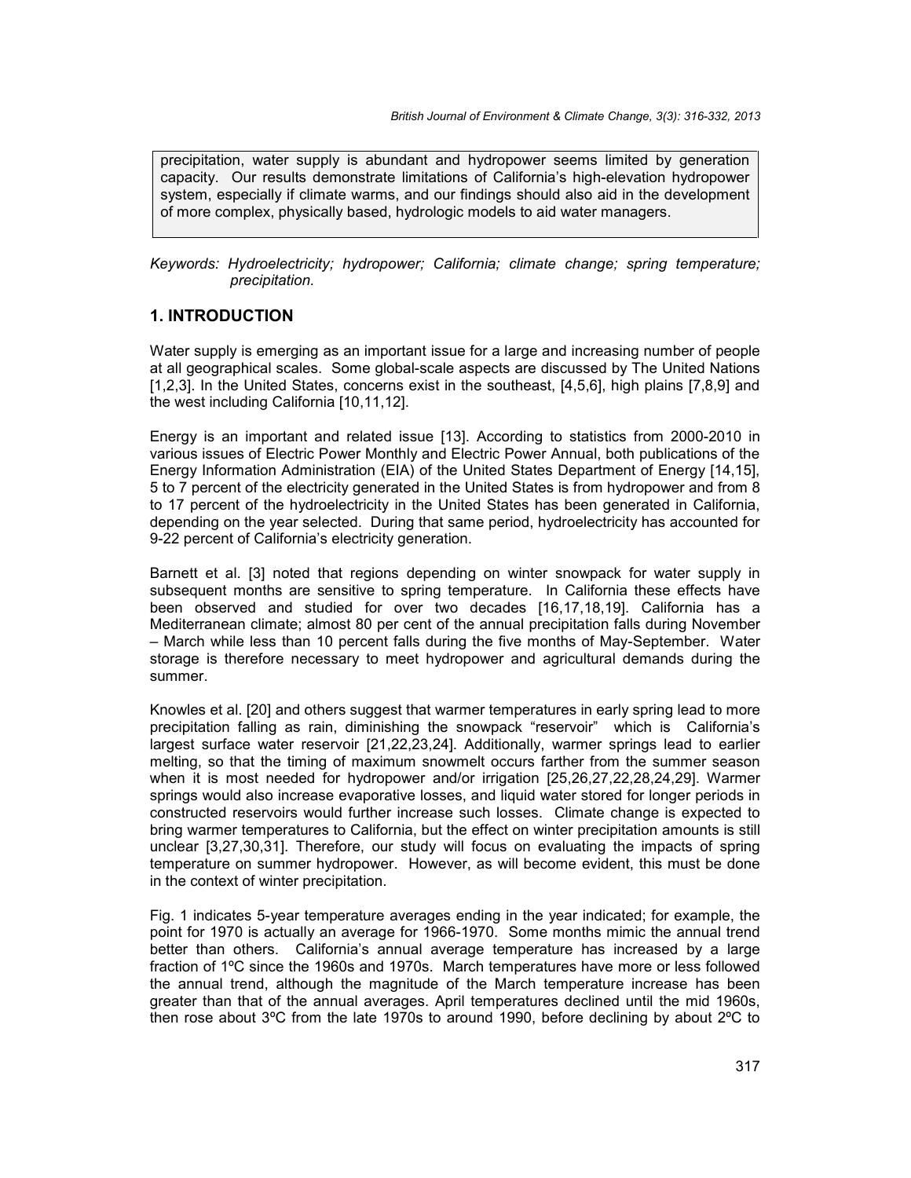precipitation, water supply is abundant and hydropower seems limited by generation capacity. Our results demonstrate limitations of California's high-elevation hydropower system, especially if climate warms, and our findings should also aid in the development of more complex, physically based, hydrologic models to aid water managers.

*Keywords: Hydroelectricity; hydropower; California; climate change; spring temperature; precipitation.*

## 1. INTRODUCTION

Water supply is emerging as an important issue for a large and increasing number of people at all geographical scales. Some global-scale aspects are discussed by The United Nations [1,2,3]. In the United States, concerns exist in the southeast, [4,5,6], high plains [7,8,9] and the west including California [10,11,12].

Energy is an important and related issue [13]. According to statistics from 2000-2010 in various issues of Electric Power Monthly and Electric Power Annual, both publications of the Energy Information Administration (EIA) of the United States Department of Energy [14,15], 5 to 7 percent of the electricity generated in the United States is from hydropower and from 8 to 17 percent of the hydroelectricity in the United States has been generated in California, depending on the year selected. During that same period, hydroelectricity has accounted for 9-22 percent of California's electricity generation.

Barnett et al. [3] noted that regions depending on winter snowpack for water supply in subsequent months are sensitive to spring temperature. In California these effects have been observed and studied for over two decades [16,17,18,19]. California has a Mediterranean climate; almost 80 per cent of the annual precipitation falls during November – March while less than 10 percent falls during the five months of May-September. Water storage is therefore necessary to meet hydropower and agricultural demands during the summer.

Knowles et al. [20] and others suggest that warmer temperatures in early spring lead to more precipitation falling as rain, diminishing the snowpack "reservoir" which is California's largest surface water reservoir [21,22,23,24]. Additionally, warmer springs lead to earlier melting, so that the timing of maximum snowmelt occurs farther from the summer season when it is most needed for hydropower and/or irrigation [25,26,27,22,28,24,29]. Warmer springs would also increase evaporative losses, and liquid water stored for longer periods in constructed reservoirs would further increase such losses. Climate change is expected to bring warmer temperatures to California, but the effect on winter precipitation amounts is still unclear [3,27,30,31]. Therefore, our study will focus on evaluating the impacts of spring temperature on summer hydropower. However, as will become evident, this must be done in the context of winter precipitation.

Fig. 1 indicates 5-year temperature averages ending in the year indicated; for example, the point for 1970 is actually an average for 1966-1970. Some months mimic the annual trend better than others. California's annual average temperature has increased by a large fraction of 1ºC since the 1960s and 1970s. March temperatures have more or less followed the annual trend, although the magnitude of the March temperature increase has been greater than that of the annual averages. April temperatures declined until the mid 1960s, then rose about 3ºC from the late 1970s to around 1990, before declining by about 2ºC to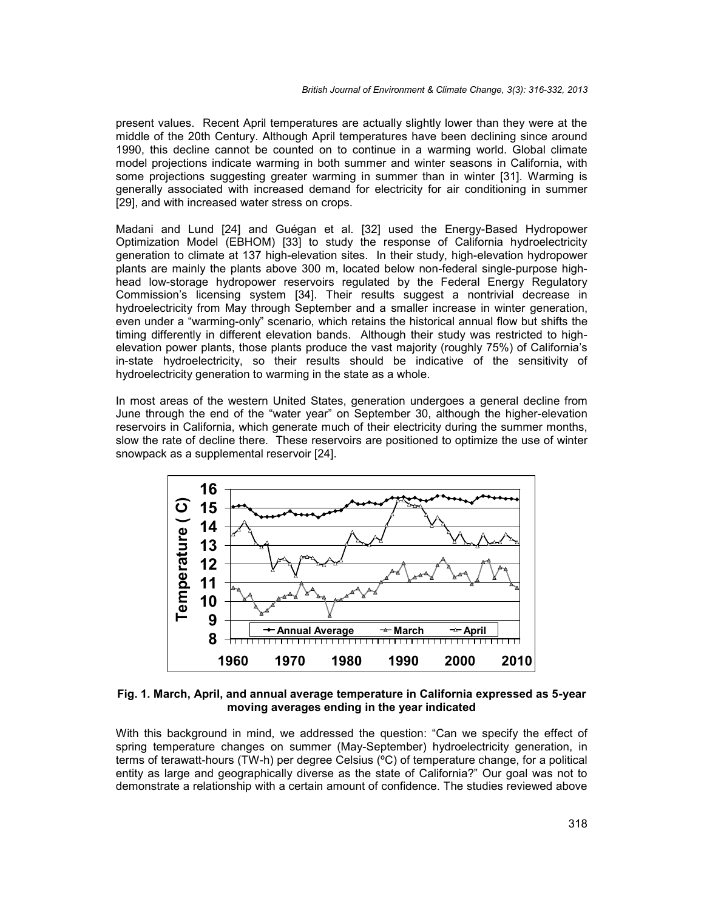present values. Recent April temperatures are actually slightly lower than they were at the middle of the 20th Century. Although April temperatures have been declining since around 1990, this decline cannot be counted on to continue in a warming world. Global climate model projections indicate warming in both summer and winter seasons in California, with some projections suggesting greater warming in summer than in winter [31]. Warming is generally associated with increased demand for electricity for air conditioning in summer [29], and with increased water stress on crops.

Madani and Lund [24] and Guégan et al. [32] used the Energy-Based Hydropower Optimization Model (EBHOM) [33] to study the response of California hydroelectricity generation to climate at 137 high-elevation sites. In their study, high-elevation hydropower plants are mainly the plants above 300 m, located below non-federal single-purpose high-head low-storage hydropower reservoirs regulated by the Federal Energy Regulatory Commission's licensing system [34]. Their results suggest a nontrivial decrease in hydroelectricity from May through September and a smaller increase in winter generation, even under a "warming-only" scenario, which retains the historical annual flow but shifts the timing differently in different elevation bands. Although their study was restricted to high-elevation power plants, those plants produce the vast majority (roughly 75%) of California's in-state hydroelectricity, so their results should be indicative of the sensitivity of hydroelectricity generation to warming in the state as a whole.

In most areas of the western United States, generation undergoes a general decline from June through the end of the "water year" on September 30, although the higher-elevation reservoirs in California, which generate much of their electricity during the summer months, slow the rate of decline there. These reservoirs are positioned to optimize the use of winter snowpack as a supplemental reservoir [24].

**Fig. 1. March, April, and annual average temperature in California expressed as 5-year moving averages ending in the year indicated**

With this background in mind, we addressed the question: "Can we specify the effect of spring temperature changes on summer (May-September) hydroelectricity generation, in terms of terawatt-hours (TW-h) per degree Celsius (ºC) of temperature change, for a political entity as large and geographically diverse as the state of California?" Our goal was not to demonstrate a relationship with a certain amount of confidence. The studies reviewed above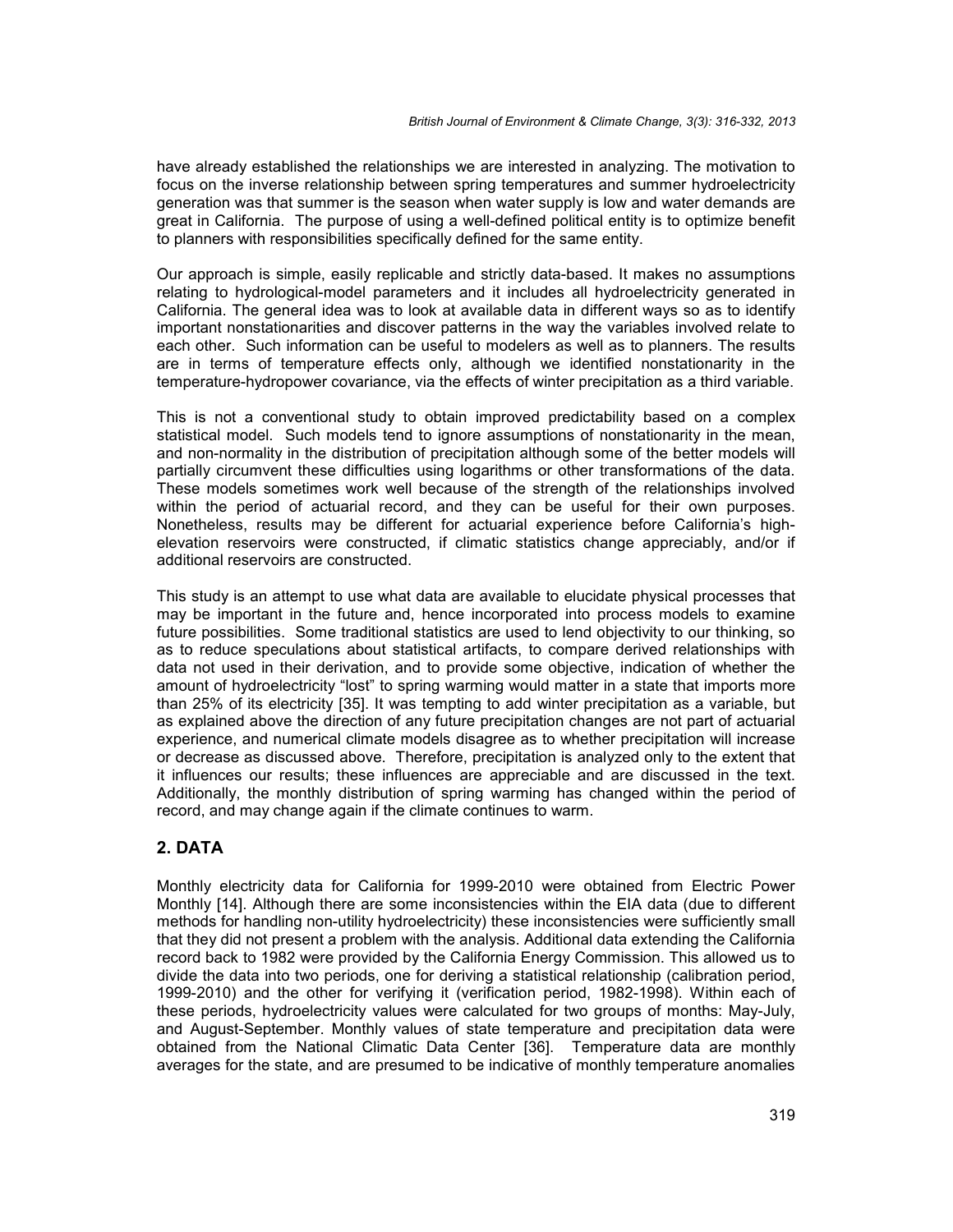have already established the relationships we are interested in analyzing. The motivation to focus on the inverse relationship between spring temperatures and summer hydroelectricity generation was that summer is the season when water supply is low and water demands are great in California. The purpose of using a well-defined political entity is to optimize benefit to planners with responsibilities specifically defined for the same entity.

Our approach is simple, easily replicable and strictly data-based. It makes no assumptions relating to hydrological-model parameters and it includes all hydroelectricity generated in California. The general idea was to look at available data in different ways so as to identify important nonstationarities and discover patterns in the way the variables involved relate to each other. Such information can be useful to modelers as well as to planners. The results are in terms of temperature effects only, although we identified nonstationarity in the temperature-hydropower covariance, via the effects of winter precipitation as a third variable.

This is not a conventional study to obtain improved predictability based on a complex statistical model. Such models tend to ignore assumptions of nonstationarity in the mean, and non-normality in the distribution of precipitation although some of the better models will partially circumvent these difficulties using logarithms or other transformations of the data. These models sometimes work well because of the strength of the relationships involved within the period of actuarial record, and they can be useful for their own purposes. Nonetheless, results may be different for actuarial experience before California's high-elevation reservoirs were constructed, if climatic statistics change appreciably, and/or if additional reservoirs are constructed.

This study is an attempt to use what data are available to elucidate physical processes that may be important in the future and, hence incorporated into process models to examine future possibilities. Some traditional statistics are used to lend objectivity to our thinking, so as to reduce speculations about statistical artifacts, to compare derived relationships with data not used in their derivation, and to provide some objective, indication of whether the amount of hydroelectricity "lost" to spring warming would matter in a state that imports more than 25% of its electricity [35]. It was tempting to add winter precipitation as a variable, but as explained above the direction of any future precipitation changes are not part of actuarial experience, and numerical climate models disagree as to whether precipitation will increase or decrease as discussed above. Therefore, precipitation is analyzed only to the extent that it influences our results; these influences are appreciable and are discussed in the text. Additionally, the monthly distribution of spring warming has changed within the period of record, and may change again if the climate continues to warm.

## 2. DATA

Monthly electricity data for California for 1999-2010 were obtained from Electric Power Monthly [14]. Although there are some inconsistencies within the EIA data (due to different methods for handling non-utility hydroelectricity) these inconsistencies were sufficiently small that they did not present a problem with the analysis. Additional data extending the California record back to 1982 were provided by the California Energy Commission. This allowed us to divide the data into two periods, one for deriving a statistical relationship (calibration period, 1999-2010) and the other for verifying it (verification period, 1982-1998). Within each of these periods, hydroelectricity values were calculated for two groups of months: May-July, and August-September. Monthly values of state temperature and precipitation data were obtained from the National Climatic Data Center [36]. Temperature data are monthly averages for the state, and are presumed to be indicative of monthly temperature anomalies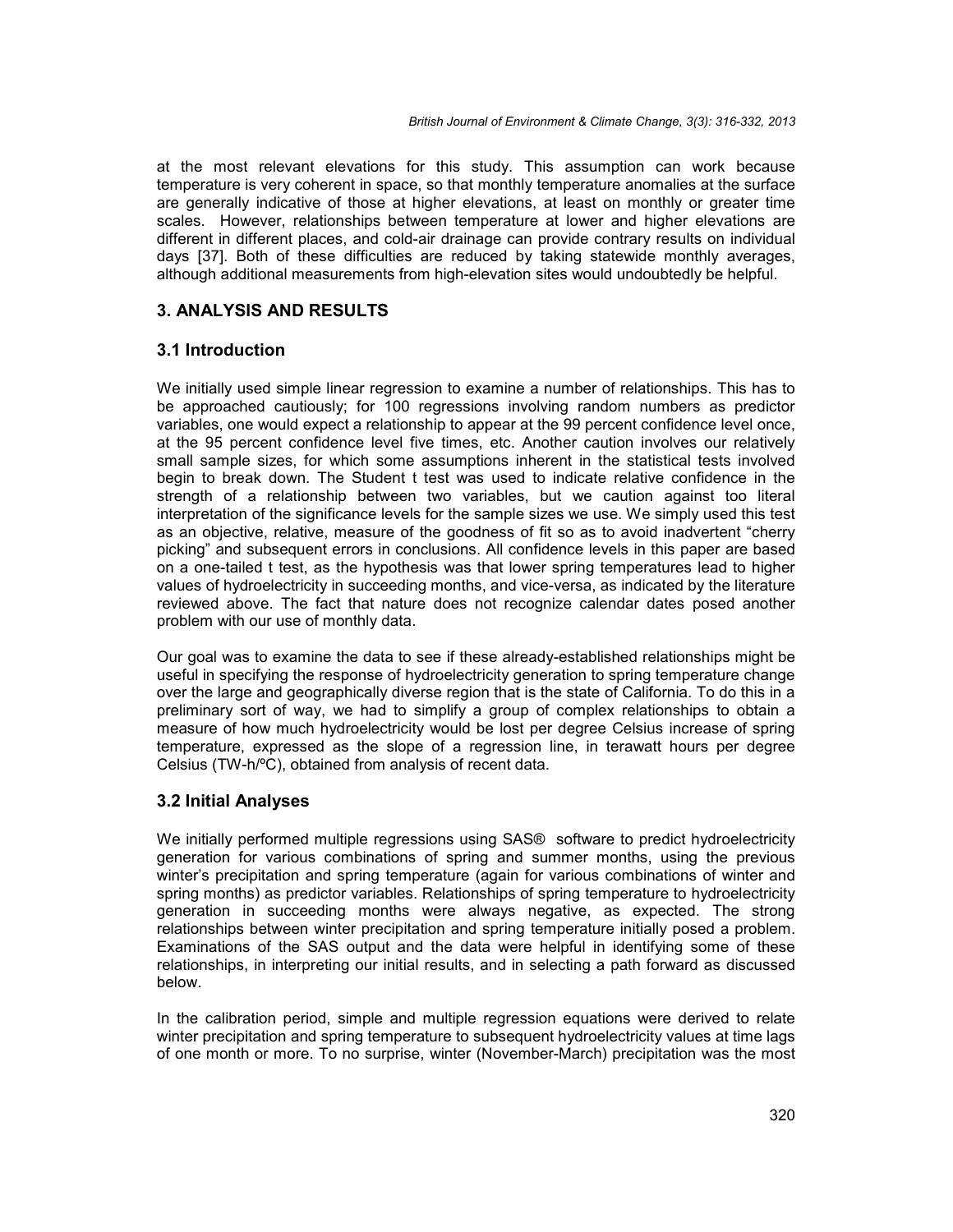at the most relevant elevations for this study. This assumption can work because temperature is very coherent in space, so that monthly temperature anomalies at the surface are generally indicative of those at higher elevations, at least on monthly or greater time scales. However, relationships between temperature at lower and higher elevations are different in different places, and cold-air drainage can provide contrary results on individual days [37]. Both of these difficulties are reduced by taking statewide monthly averages, although additional measurements from high-elevation sites would undoubtedly be helpful.

## 3. ANALYSIS AND RESULTS

### 3.1 Introduction

We initially used simple linear regression to examine a number of relationships. This has to be approached cautiously; for 100 regressions involving random numbers as predictor variables, one would expect a relationship to appear at the 99 percent confidence level once, at the 95 percent confidence level five times, etc. Another caution involves our relatively small sample sizes, for which some assumptions inherent in the statistical tests involved begin to break down. The Student t test was used to indicate relative confidence in the strength of a relationship between two variables, but we caution against too literal interpretation of the significance levels for the sample sizes we use. We simply used this test as an objective, relative, measure of the goodness of fit so as to avoid inadvertent "cherry picking" and subsequent errors in conclusions. All confidence levels in this paper are based on a one-tailed t test, as the hypothesis was that lower spring temperatures lead to higher values of hydroelectricity in succeeding months, and vice-versa, as indicated by the literature reviewed above. The fact that nature does not recognize calendar dates posed another problem with our use of monthly data.

Our goal was to examine the data to see if these already-established relationships might be useful in specifying the response of hydroelectricity generation to spring temperature change over the large and geographically diverse region that is the state of California. To do this in a preliminary sort of way, we had to simplify a group of complex relationships to obtain a measure of how much hydroelectricity would be lost per degree Celsius increase of spring temperature, expressed as the slope of a regression line, in terawatt hours per degree Celsius (TW-h/ºC), obtained from analysis of recent data.

### 3.2 Initial Analyses

We initially performed multiple regressions using SAS® software to predict hydroelectricity generation for various combinations of spring and summer months, using the previous winter's precipitation and spring temperature (again for various combinations of winter and spring months) as predictor variables. Relationships of spring temperature to hydroelectricity generation in succeeding months were always negative, as expected. The strong relationships between winter precipitation and spring temperature initially posed a problem. Examinations of the SAS output and the data were helpful in identifying some of these relationships, in interpreting our initial results, and in selecting a path forward as discussed below.

In the calibration period, simple and multiple regression equations were derived to relate winter precipitation and spring temperature to subsequent hydroelectricity values at time lags of one month or more. To no surprise, winter (November-March) precipitation was the most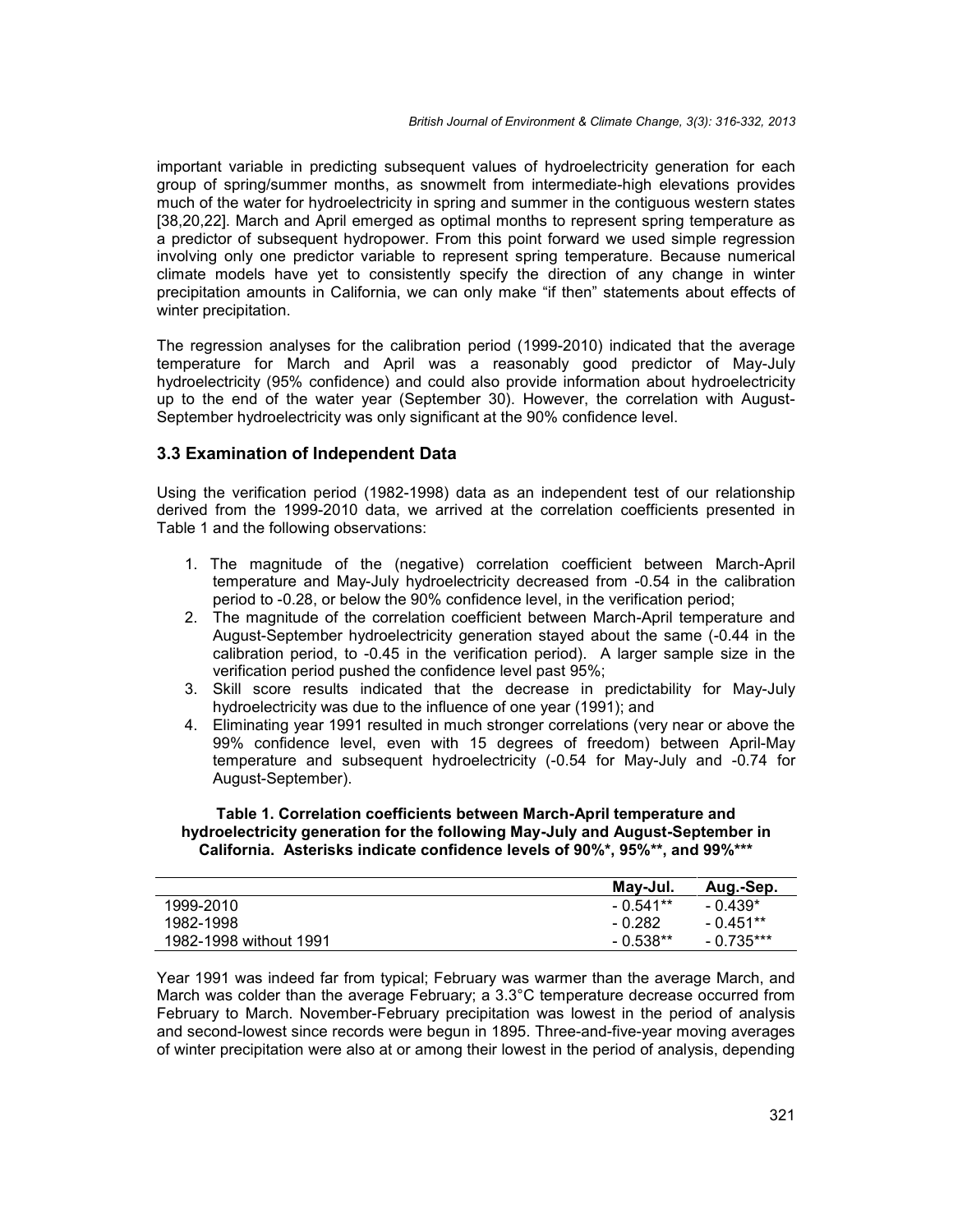important variable in predicting subsequent values of hydroelectricity generation for each group of spring/summer months, as snowmelt from intermediate-high elevations provides much of the water for hydroelectricity in spring and summer in the contiguous western states [38,20,22]. March and April emerged as optimal months to represent spring temperature as a predictor of subsequent hydropower. From this point forward we used simple regression involving only one predictor variable to represent spring temperature. Because numerical climate models have yet to consistently specify the direction of any change in winter precipitation amounts in California, we can only make "if then" statements about effects of winter precipitation.

The regression analyses for the calibration period (1999-2010) indicated that the average temperature for March and April was a reasonably good predictor of May-July hydroelectricity (95% confidence) and could also provide information about hydroelectricity up to the end of the water year (September 30). However, the correlation with August-September hydroelectricity was only significant at the 90% confidence level.

### 3.3 Examination of Independent Data

Using the verification period (1982-1998) data as an independent test of our relationship derived from the 1999-2010 data, we arrived at the correlation coefficients presented in Table 1 and the following observations:

1. The magnitude of the (negative) correlation coefficient between March-April temperature and May-July hydroelectricity decreased from -0.54 in the calibration period to -0.28, or below the 90% confidence level, in the verification period;
2. The magnitude of the correlation coefficient between March-April temperature and August-September hydroelectricity generation stayed about the same (-0.44 in the calibration period, to -0.45 in the verification period). A larger sample size in the verification period pushed the confidence level past 95%;
3. Skill score results indicated that the decrease in predictability for May-July hydroelectricity was due to the influence of one year (1991); and
4. Eliminating year 1991 resulted in much stronger correlations (very near or above the 99% confidence level, even with 15 degrees of freedom) between April-May temperature and subsequent hydroelectricity (-0.54 for May-July and -0.74 for August-September).

**Table 1. Correlation coefficients between March-April temperature and hydroelectricity generation for the following May-July and August-September in California. Asterisks indicate confidence levels of 90%*, 95%**, and 99%*****

| | May-Jul. | Aug.-Sep. |
|---|---|---|
| 1999-2010 | - 0.541** | - 0.439* |
| 1982-1998 | - 0.282 | - 0.451** |
| 1982-1998 without 1991 | - 0.538** | - 0.735*** |

Year 1991 was indeed far from typical; February was warmer than the average March, and March was colder than the average February; a 3.3°C temperature decrease occurred from February to March. November-February precipitation was lowest in the period of analysis and second-lowest since records were begun in 1895. Three-and-five-year moving averages of winter precipitation were also at or among their lowest in the period of analysis, depending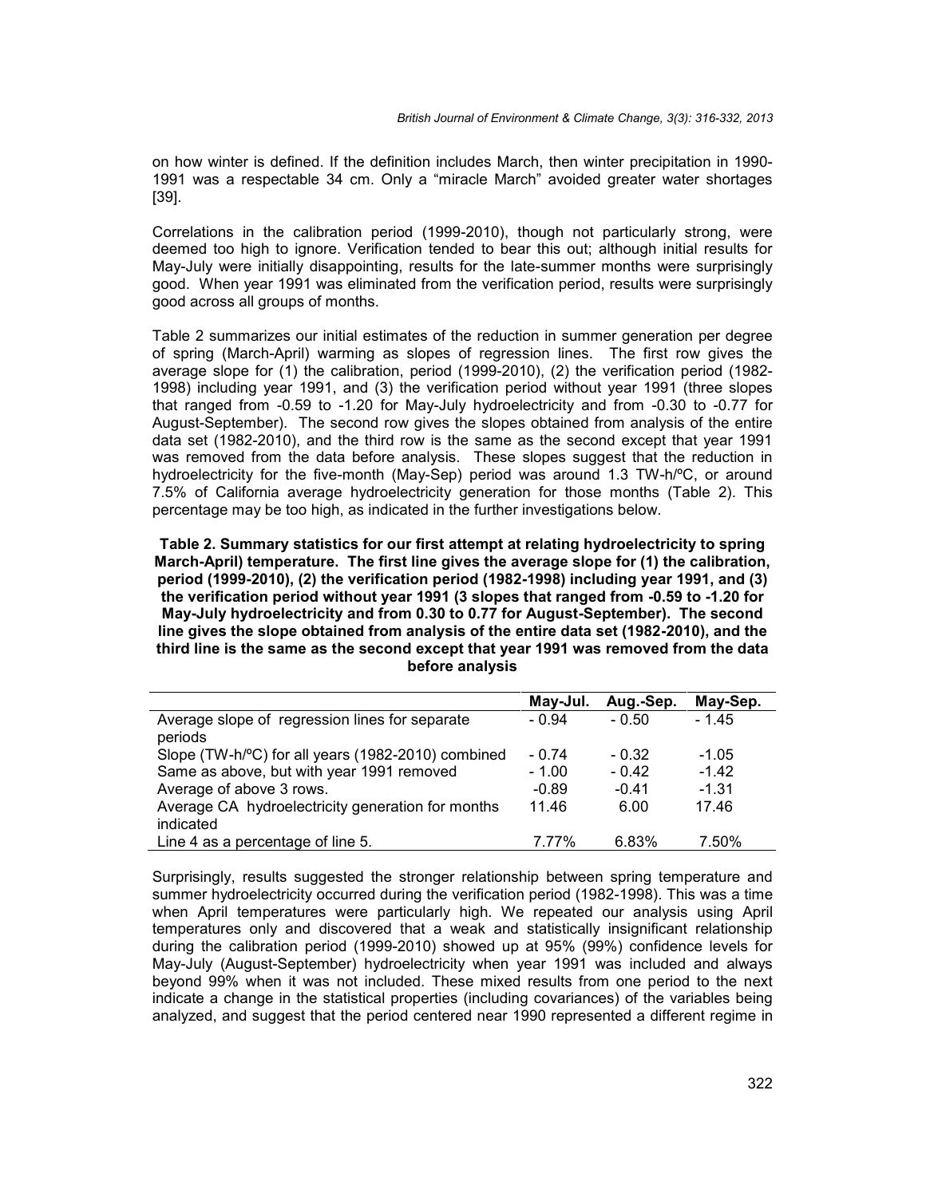on how winter is defined. If the definition includes March, then winter precipitation in 1990-1991 was a respectable 34 cm. Only a "miracle March" avoided greater water shortages [39].

Correlations in the calibration period (1999-2010), though not particularly strong, were deemed too high to ignore. Verification tended to bear this out; although initial results for May-July were initially disappointing, results for the late-summer months were surprisingly good. When year 1991 was eliminated from the verification period, results were surprisingly good across all groups of months.

Table 2 summarizes our initial estimates of the reduction in summer generation per degree of spring (March-April) warming as slopes of regression lines. The first row gives the average slope for (1) the calibration, period (1999-2010), (2) the verification period (1982-1998) including year 1991, and (3) the verification period without year 1991 (three slopes that ranged from -0.59 to -1.20 for May-July hydroelectricity and from -0.30 to -0.77 for August-September). The second row gives the slopes obtained from analysis of the entire data set (1982-2010), and the third row is the same as the second except that year 1991 was removed from the data before analysis. These slopes suggest that the reduction in hydroelectricity for the five-month (May-Sep) period was around 1.3 TW-h/ºC, or around 7.5% of California average hydroelectricity generation for those months (Table 2). This percentage may be too high, as indicated in the further investigations below.

**Table 2. Summary statistics for our first attempt at relating hydroelectricity to spring March-April) temperature. The first line gives the average slope for (1) the calibration, period (1999-2010), (2) the verification period (1982-1998) including year 1991, and (3) the verification period without year 1991 (3 slopes that ranged from -0.59 to -1.20 for May-July hydroelectricity and from 0.30 to 0.77 for August-September). The second line gives the slope obtained from analysis of the entire data set (1982-2010), and the third line is the same as the second except that year 1991 was removed from the data before analysis**

| | May-Jul. | Aug.-Sep. | May-Sep. |
|---|---|---|---|
| Average slope of regression lines for separate periods | - 0.94 | - 0.50 | - 1.45 |
| Slope (TW-h/ºC) for all years (1982-2010) combined | - 0.74 | - 0.32 | -1.05 |
| Same as above, but with year 1991 removed | - 1.00 | - 0.42 | -1.42 |
| Average of above 3 rows. | -0.89 | -0.41 | -1.31 |
| Average CA hydroelectricity generation for months indicated | 11.46 | 6.00 | 17.46 |
| Line 4 as a percentage of line 5. | 7.77% | 6.83% | 7.50% |

Surprisingly, results suggested the stronger relationship between spring temperature and summer hydroelectricity occurred during the verification period (1982-1998). This was a time when April temperatures were particularly high. We repeated our analysis using April temperatures only and discovered that a weak and statistically insignificant relationship during the calibration period (1999-2010) showed up at 95% (99%) confidence levels for May-July (August-September) hydroelectricity when year 1991 was included and always beyond 99% when it was not included. These mixed results from one period to the next indicate a change in the statistical properties (including covariances) of the variables being analyzed, and suggest that the period centered near 1990 represented a different regime in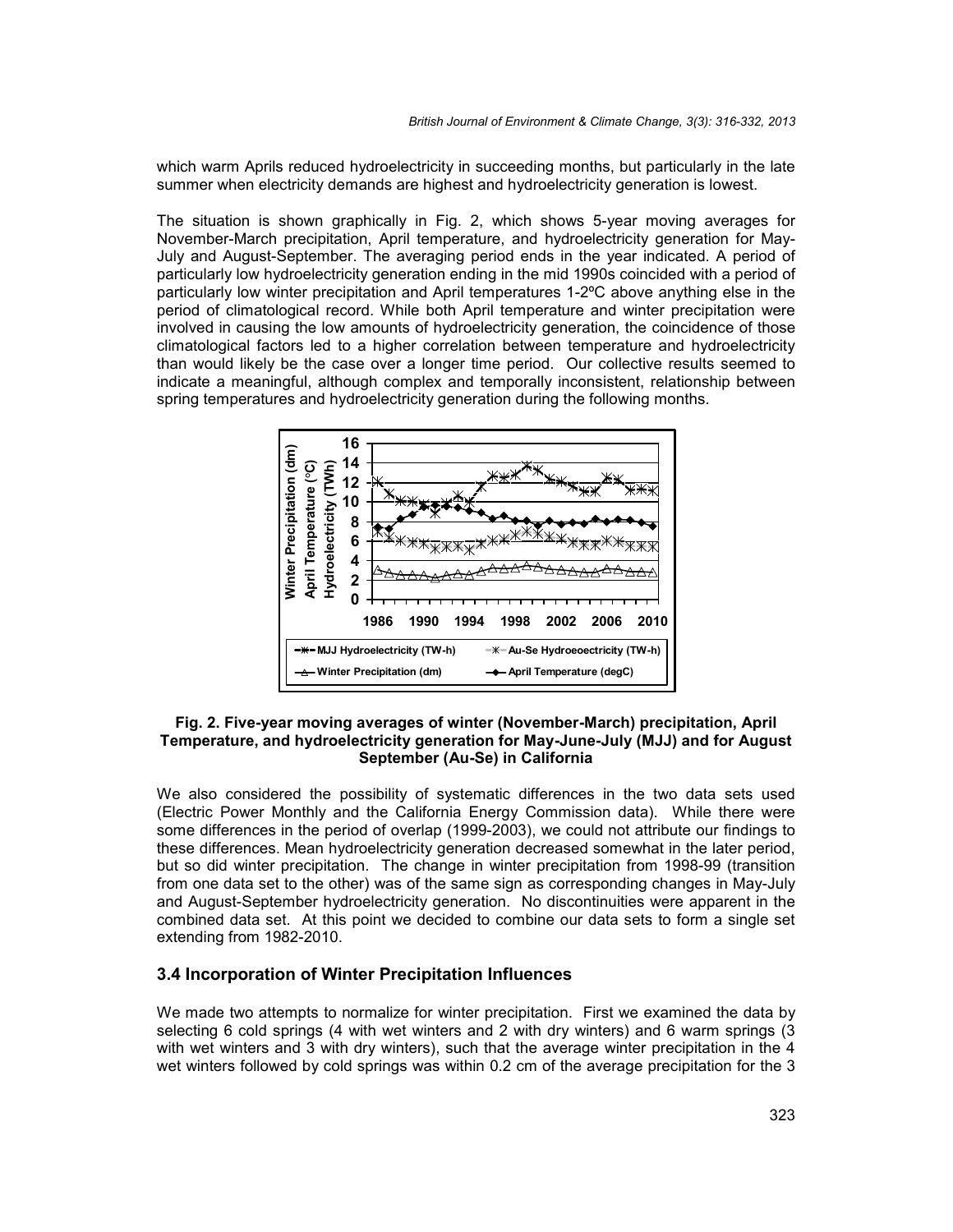which warm Aprils reduced hydroelectricity in succeeding months, but particularly in the late summer when electricity demands are highest and hydroelectricity generation is lowest.

The situation is shown graphically in Fig. 2, which shows 5-year moving averages for November-March precipitation, April temperature, and hydroelectricity generation for May-July and August-September. The averaging period ends in the year indicated. A period of particularly low hydroelectricity generation ending in the mid 1990s coincided with a period of particularly low winter precipitation and April temperatures 1-2ºC above anything else in the period of climatological record. While both April temperature and winter precipitation were involved in causing the low amounts of hydroelectricity generation, the coincidence of those climatological factors led to a higher correlation between temperature and hydroelectricity than would likely be the case over a longer time period. Our collective results seemed to indicate a meaningful, although complex and temporally inconsistent, relationship between spring temperatures and hydroelectricity generation during the following months.

**Fig. 2. Five-year moving averages of winter (November-March) precipitation, April Temperature, and hydroelectricity generation for May-June-July (MJJ) and for August September (Au-Se) in California**

We also considered the possibility of systematic differences in the two data sets used (Electric Power Monthly and the California Energy Commission data). While there were some differences in the period of overlap (1999-2003), we could not attribute our findings to these differences. Mean hydroelectricity generation decreased somewhat in the later period, but so did winter precipitation. The change in winter precipitation from 1998-99 (transition from one data set to the other) was of the same sign as corresponding changes in May-July and August-September hydroelectricity generation. No discontinuities were apparent in the combined data set. At this point we decided to combine our data sets to form a single set extending from 1982-2010.

### 3.4 Incorporation of Winter Precipitation Influences

We made two attempts to normalize for winter precipitation. First we examined the data by selecting 6 cold springs (4 with wet winters and 2 with dry winters) and 6 warm springs (3 with wet winters and 3 with dry winters), such that the average winter precipitation in the 4 wet winters followed by cold springs was within 0.2 cm of the average precipitation for the 3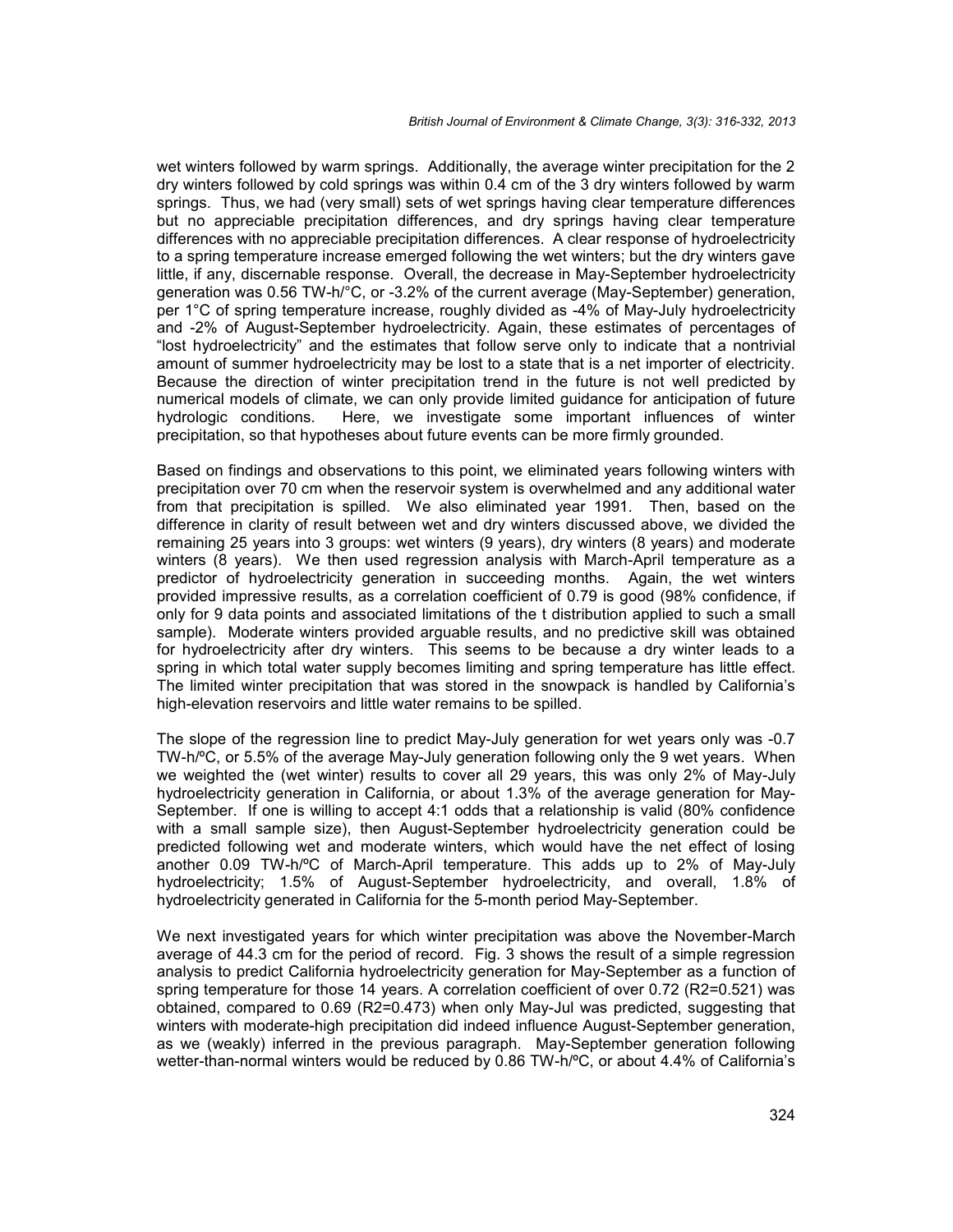wet winters followed by warm springs. Additionally, the average winter precipitation for the 2 dry winters followed by cold springs was within 0.4 cm of the 3 dry winters followed by warm springs. Thus, we had (very small) sets of wet springs having clear temperature differences but no appreciable precipitation differences, and dry springs having clear temperature differences with no appreciable precipitation differences. A clear response of hydroelectricity to a spring temperature increase emerged following the wet winters; but the dry winters gave little, if any, discernable response. Overall, the decrease in May-September hydroelectricity generation was 0.56 TW-h/°C, or -3.2% of the current average (May-September) generation, per 1°C of spring temperature increase, roughly divided as -4% of May-July hydroelectricity and -2% of August-September hydroelectricity. Again, these estimates of percentages of "lost hydroelectricity" and the estimates that follow serve only to indicate that a nontrivial amount of summer hydroelectricity may be lost to a state that is a net importer of electricity. Because the direction of winter precipitation trend in the future is not well predicted by numerical models of climate, we can only provide limited guidance for anticipation of future hydrologic conditions. Here, we investigate some important influences of winter precipitation, so that hypotheses about future events can be more firmly grounded.

Based on findings and observations to this point, we eliminated years following winters with precipitation over 70 cm when the reservoir system is overwhelmed and any additional water from that precipitation is spilled. We also eliminated year 1991. Then, based on the difference in clarity of result between wet and dry winters discussed above, we divided the remaining 25 years into 3 groups: wet winters (9 years), dry winters (8 years) and moderate winters (8 years). We then used regression analysis with March-April temperature as a predictor of hydroelectricity generation in succeeding months. Again, the wet winters provided impressive results, as a correlation coefficient of 0.79 is good (98% confidence, if only for 9 data points and associated limitations of the t distribution applied to such a small sample). Moderate winters provided arguable results, and no predictive skill was obtained for hydroelectricity after dry winters. This seems to be because a dry winter leads to a spring in which total water supply becomes limiting and spring temperature has little effect. The limited winter precipitation that was stored in the snowpack is handled by California's high-elevation reservoirs and little water remains to be spilled.

The slope of the regression line to predict May-July generation for wet years only was -0.7 TW-h/ºC, or 5.5% of the average May-July generation following only the 9 wet years. When we weighted the (wet winter) results to cover all 29 years, this was only 2% of May-July hydroelectricity generation in California, or about 1.3% of the average generation for May-September. If one is willing to accept 4:1 odds that a relationship is valid (80% confidence with a small sample size), then August-September hydroelectricity generation could be predicted following wet and moderate winters, which would have the net effect of losing another 0.09 TW-h/ºC of March-April temperature. This adds up to 2% of May-July hydroelectricity; 1.5% of August-September hydroelectricity, and overall, 1.8% of hydroelectricity generated in California for the 5-month period May-September.

We next investigated years for which winter precipitation was above the November-March average of 44.3 cm for the period of record. Fig. 3 shows the result of a simple regression analysis to predict California hydroelectricity generation for May-September as a function of spring temperature for those 14 years. A correlation coefficient of over 0.72 ($R^2$=0.521) was obtained, compared to 0.69 ($R^2$=0.473) when only May-Jul was predicted, suggesting that winters with moderate-high precipitation did indeed influence August-September generation, as we (weakly) inferred in the previous paragraph. May-September generation following wetter-than-normal winters would be reduced by 0.86 TW-h/ºC, or about 4.4% of California's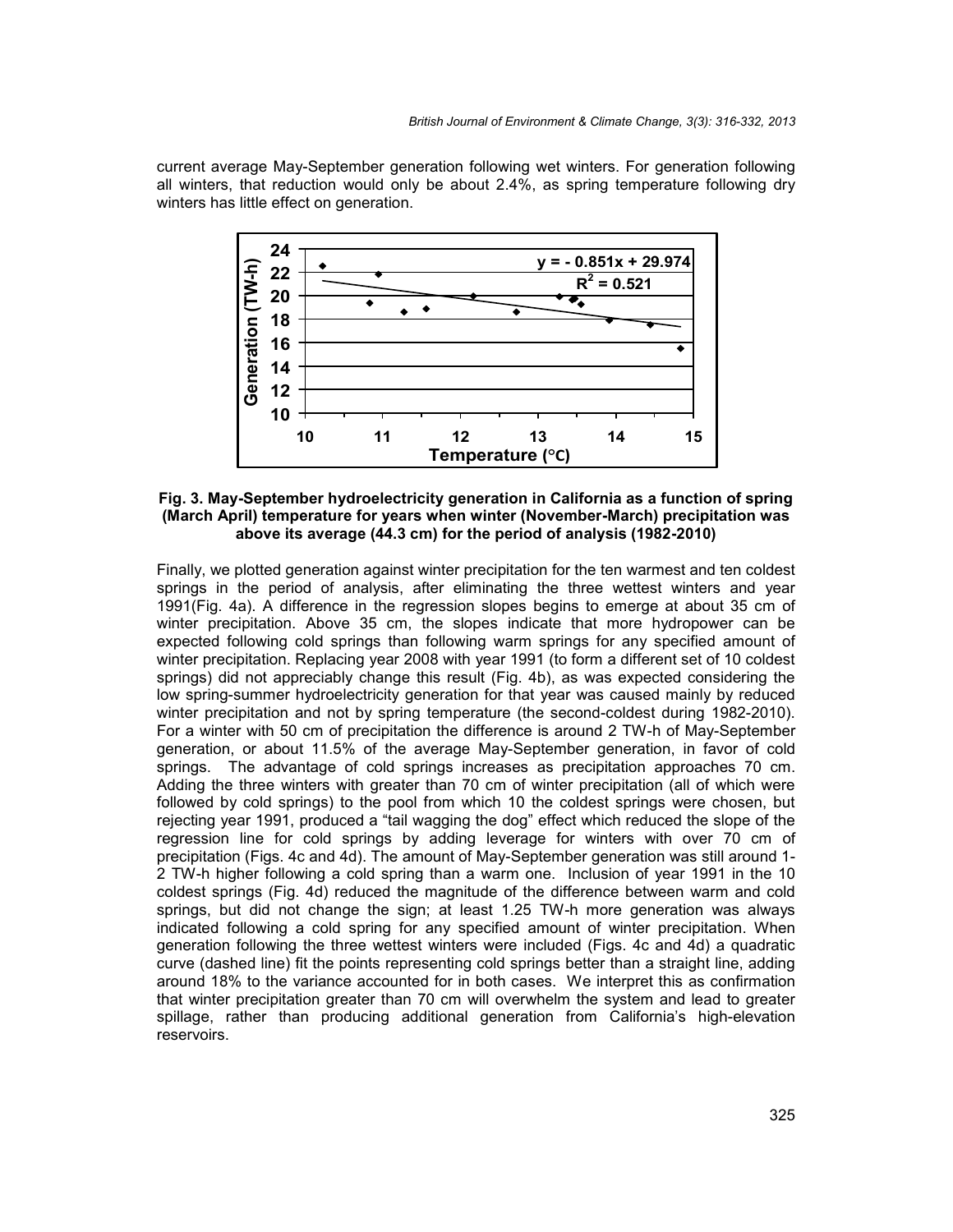current average May-September generation following wet winters. For generation following all winters, that reduction would only be about 2.4%, as spring temperature following dry winters has little effect on generation.

**Fig. 3. May-September hydroelectricity generation in California as a function of spring (March April) temperature for years when winter (November-March) precipitation was above its average (44.3 cm) for the period of analysis (1982-2010)**

Finally, we plotted generation against winter precipitation for the ten warmest and ten coldest springs in the period of analysis, after eliminating the three wettest winters and year 1991(Fig. 4a). A difference in the regression slopes begins to emerge at about 35 cm of winter precipitation. Above 35 cm, the slopes indicate that more hydropower can be expected following cold springs than following warm springs for any specified amount of winter precipitation. Replacing year 2008 with year 1991 (to form a different set of 10 coldest springs) did not appreciably change this result (Fig. 4b), as was expected considering the low spring-summer hydroelectricity generation for that year was caused mainly by reduced winter precipitation and not by spring temperature (the second-coldest during 1982-2010). For a winter with 50 cm of precipitation the difference is around 2 TW-h of May-September generation, or about 11.5% of the average May-September generation, in favor of cold springs. The advantage of cold springs increases as precipitation approaches 70 cm. Adding the three winters with greater than 70 cm of winter precipitation (all of which were followed by cold springs) to the pool from which 10 the coldest springs were chosen, but rejecting year 1991, produced a "tail wagging the dog" effect which reduced the slope of the regression line for cold springs by adding leverage for winters with over 70 cm of precipitation (Figs. 4c and 4d). The amount of May-September generation was still around 1-2 TW-h higher following a cold spring than a warm one. Inclusion of year 1991 in the 10 coldest springs (Fig. 4d) reduced the magnitude of the difference between warm and cold springs, but did not change the sign; at least 1.25 TW-h more generation was always indicated following a cold spring for any specified amount of winter precipitation. When generation following the three wettest winters were included (Figs. 4c and 4d) a quadratic curve (dashed line) fit the points representing cold springs better than a straight line, adding around 18% to the variance accounted for in both cases. We interpret this as confirmation that winter precipitation greater than 70 cm will overwhelm the system and lead to greater spillage, rather than producing additional generation from California's high-elevation reservoirs.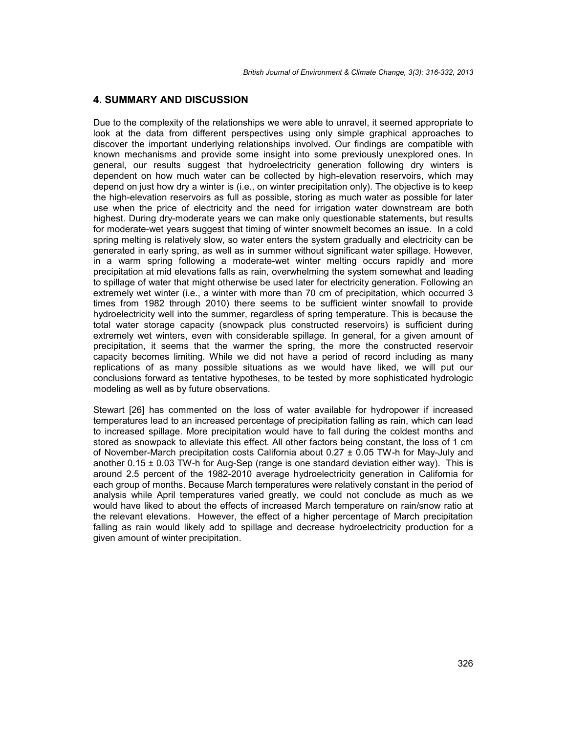## 4. SUMMARY AND DISCUSSION

Due to the complexity of the relationships we were able to unravel, it seemed appropriate to look at the data from different perspectives using only simple graphical approaches to discover the important underlying relationships involved. Our findings are compatible with known mechanisms and provide some insight into some previously unexplored ones. In general, our results suggest that hydroelectricity generation following dry winters is dependent on how much water can be collected by high-elevation reservoirs, which may depend on just how dry a winter is (i.e., on winter precipitation only). The objective is to keep the high-elevation reservoirs as full as possible, storing as much water as possible for later use when the price of electricity and the need for irrigation water downstream are both highest. During dry-moderate years we can make only questionable statements, but results for moderate-wet years suggest that timing of winter snowmelt becomes an issue. In a cold spring melting is relatively slow, so water enters the system gradually and electricity can be generated in early spring, as well as in summer without significant water spillage. However, in a warm spring following a moderate-wet winter melting occurs rapidly and more precipitation at mid elevations falls as rain, overwhelming the system somewhat and leading to spillage of water that might otherwise be used later for electricity generation. Following an extremely wet winter (i.e., a winter with more than 70 cm of precipitation, which occurred 3 times from 1982 through 2010) there seems to be sufficient winter snowfall to provide hydroelectricity well into the summer, regardless of spring temperature. This is because the total water storage capacity (snowpack plus constructed reservoirs) is sufficient during extremely wet winters, even with considerable spillage. In general, for a given amount of precipitation, it seems that the warmer the spring, the more the constructed reservoir capacity becomes limiting. While we did not have a period of record including as many replications of as many possible situations as we would have liked, we will put our conclusions forward as tentative hypotheses, to be tested by more sophisticated hydrologic modeling as well as by future observations.

Stewart [26] has commented on the loss of water available for hydropower if increased temperatures lead to an increased percentage of precipitation falling as rain, which can lead to increased spillage. More precipitation would have to fall during the coldest months and stored as snowpack to alleviate this effect. All other factors being constant, the loss of 1 cm of November-March precipitation costs California about $0.27 \pm 0.05$ TW-h for May-July and another $0.15 \pm 0.03$ TW-h for Aug-Sep (range is one standard deviation either way). This is around 2.5 percent of the 1982-2010 average hydroelectricity generation in California for each group of months. Because March temperatures were relatively constant in the period of analysis while April temperatures varied greatly, we could not conclude as much as we would have liked to about the effects of increased March temperature on rain/snow ratio at the relevant elevations. However, the effect of a higher percentage of March precipitation falling as rain would likely add to spillage and decrease hydroelectricity production for a given amount of winter precipitation.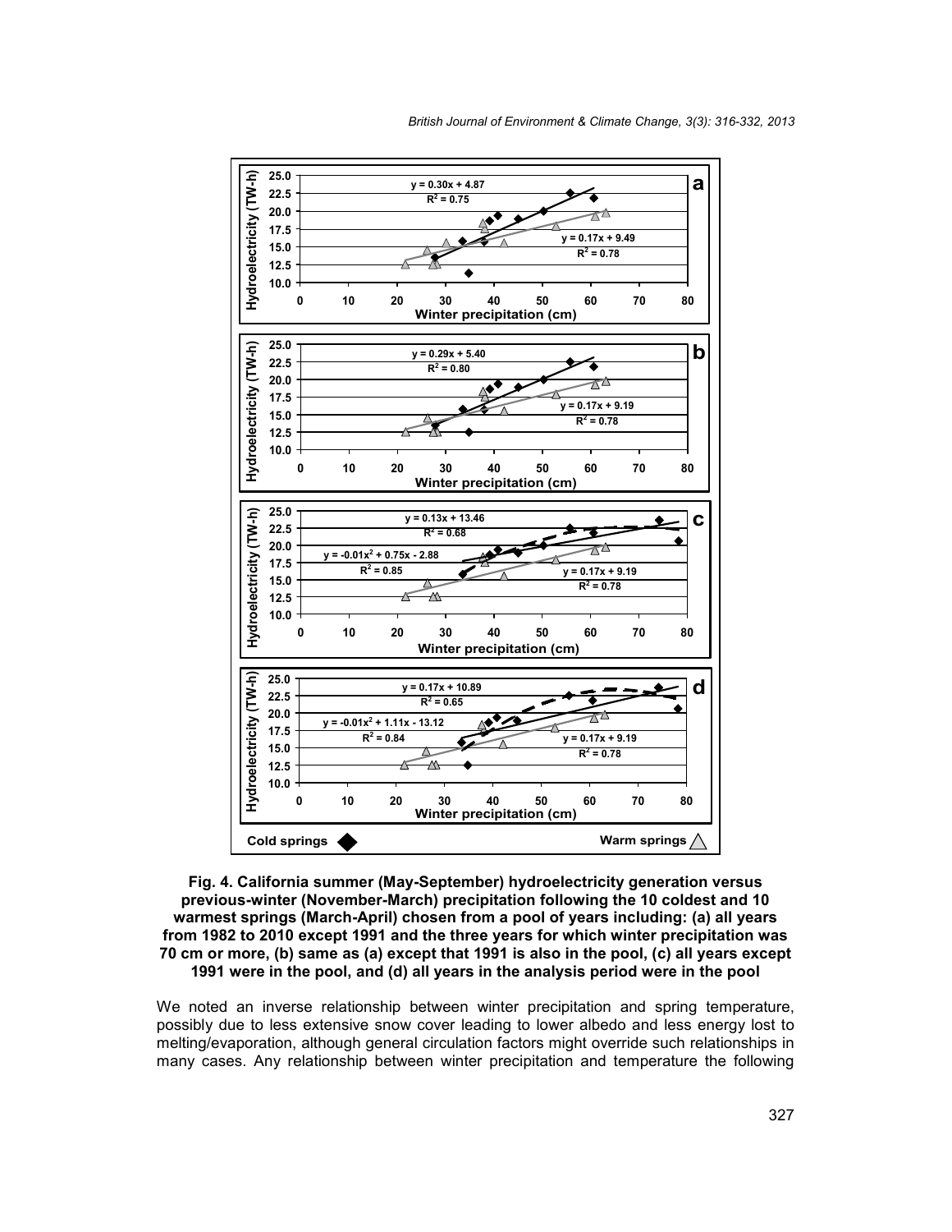**Fig. 4. California summer (May-September) hydroelectricity generation versus previous-winter (November-March) precipitation following the 10 coldest and 10 warmest springs (March-April) chosen from a pool of years including: (a) all years from 1982 to 2010 except 1991 and the three years for which winter precipitation was 70 cm or more, (b) same as (a) except that 1991 is also in the pool, (c) all years except 1991 were in the pool, and (d) all years in the analysis period were in the pool**

We noted an inverse relationship between winter precipitation and spring temperature, possibly due to less extensive snow cover leading to lower albedo and less energy lost to melting/evaporation, although general circulation factors might override such relationships in many cases. Any relationship between winter precipitation and temperature the following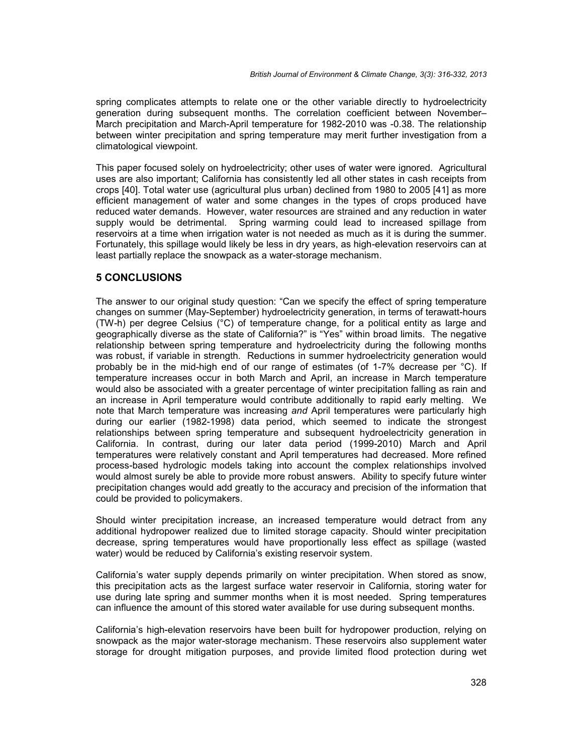spring complicates attempts to relate one or the other variable directly to hydroelectricity generation during subsequent months. The correlation coefficient between November–March precipitation and March-April temperature for 1982-2010 was -0.38. The relationship between winter precipitation and spring temperature may merit further investigation from a climatological viewpoint.

This paper focused solely on hydroelectricity; other uses of water were ignored. Agricultural uses are also important; California has consistently led all other states in cash receipts from crops [40]. Total water use (agricultural plus urban) declined from 1980 to 2005 [41] as more efficient management of water and some changes in the types of crops produced have reduced water demands. However, water resources are strained and any reduction in water supply would be detrimental. Spring warming could lead to increased spillage from reservoirs at a time when irrigation water is not needed as much as it is during the summer. Fortunately, this spillage would likely be less in dry years, as high-elevation reservoirs can at least partially replace the snowpack as a water-storage mechanism.

## 5 CONCLUSIONS

The answer to our original study question: "Can we specify the effect of spring temperature changes on summer (May-September) hydroelectricity generation, in terms of terawatt-hours (TW-h) per degree Celsius (°C) of temperature change, for a political entity as large and geographically diverse as the state of California?" is "Yes" within broad limits. The negative relationship between spring temperature and hydroelectricity during the following months was robust, if variable in strength. Reductions in summer hydroelectricity generation would probably be in the mid-high end of our range of estimates (of 1-7% decrease per °C). If temperature increases occur in both March and April, an increase in March temperature would also be associated with a greater percentage of winter precipitation falling as rain and an increase in April temperature would contribute additionally to rapid early melting. We note that March temperature was increasing *and* April temperatures were particularly high during our earlier (1982-1998) data period, which seemed to indicate the strongest relationships between spring temperature and subsequent hydroelectricity generation in California. In contrast, during our later data period (1999-2010) March and April temperatures were relatively constant and April temperatures had decreased. More refined process-based hydrologic models taking into account the complex relationships involved would almost surely be able to provide more robust answers. Ability to specify future winter precipitation changes would add greatly to the accuracy and precision of the information that could be provided to policymakers.

Should winter precipitation increase, an increased temperature would detract from any additional hydropower realized due to limited storage capacity. Should winter precipitation decrease, spring temperatures would have proportionally less effect as spillage (wasted water) would be reduced by California's existing reservoir system.

California's water supply depends primarily on winter precipitation. When stored as snow, this precipitation acts as the largest surface water reservoir in California, storing water for use during late spring and summer months when it is most needed. Spring temperatures can influence the amount of this stored water available for use during subsequent months.

California's high-elevation reservoirs have been built for hydropower production, relying on snowpack as the major water-storage mechanism. These reservoirs also supplement water storage for drought mitigation purposes, and provide limited flood protection during wet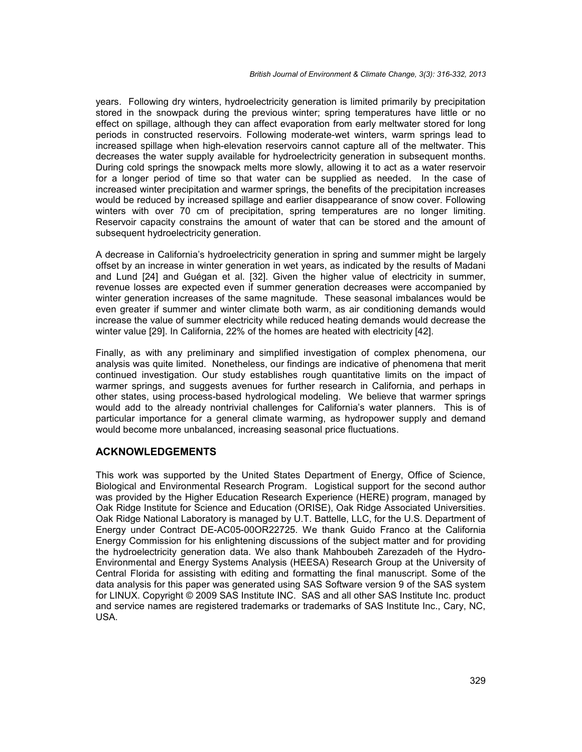years. Following dry winters, hydroelectricity generation is limited primarily by precipitation stored in the snowpack during the previous winter; spring temperatures have little or no effect on spillage, although they can affect evaporation from early meltwater stored for long periods in constructed reservoirs. Following moderate-wet winters, warm springs lead to increased spillage when high-elevation reservoirs cannot capture all of the meltwater. This decreases the water supply available for hydroelectricity generation in subsequent months. During cold springs the snowpack melts more slowly, allowing it to act as a water reservoir for a longer period of time so that water can be supplied as needed. In the case of increased winter precipitation and warmer springs, the benefits of the precipitation increases would be reduced by increased spillage and earlier disappearance of snow cover. Following winters with over 70 cm of precipitation, spring temperatures are no longer limiting. Reservoir capacity constrains the amount of water that can be stored and the amount of subsequent hydroelectricity generation.

A decrease in California's hydroelectricity generation in spring and summer might be largely offset by an increase in winter generation in wet years, as indicated by the results of Madani and Lund [24] and Guégan et al. [32]. Given the higher value of electricity in summer, revenue losses are expected even if summer generation decreases were accompanied by winter generation increases of the same magnitude. These seasonal imbalances would be even greater if summer and winter climate both warm, as air conditioning demands would increase the value of summer electricity while reduced heating demands would decrease the winter value [29]. In California, 22% of the homes are heated with electricity [42].

Finally, as with any preliminary and simplified investigation of complex phenomena, our analysis was quite limited. Nonetheless, our findings are indicative of phenomena that merit continued investigation. Our study establishes rough quantitative limits on the impact of warmer springs, and suggests avenues for further research in California, and perhaps in other states, using process-based hydrological modeling. We believe that warmer springs would add to the already nontrivial challenges for California's water planners. This is of particular importance for a general climate warming, as hydropower supply and demand would become more unbalanced, increasing seasonal price fluctuations.

## ACKNOWLEDGEMENTS

This work was supported by the United States Department of Energy, Office of Science, Biological and Environmental Research Program. Logistical support for the second author was provided by the Higher Education Research Experience (HERE) program, managed by Oak Ridge Institute for Science and Education (ORISE), Oak Ridge Associated Universities. Oak Ridge National Laboratory is managed by U.T. Battelle, LLC, for the U.S. Department of Energy under Contract DE-AC05-00OR22725. We thank Guido Franco at the California Energy Commission for his enlightening discussions of the subject matter and for providing the hydroelectricity generation data. We also thank Mahboubeh Zarezadeh of the Hydro-Environmental and Energy Systems Analysis (HEESA) Research Group at the University of Central Florida for assisting with editing and formatting the final manuscript. Some of the data analysis for this paper was generated using SAS Software version 9 of the SAS system for LINUX. Copyright © 2009 SAS Institute INC. SAS and all other SAS Institute Inc. product and service names are registered trademarks or trademarks of SAS Institute Inc., Cary, NC, USA.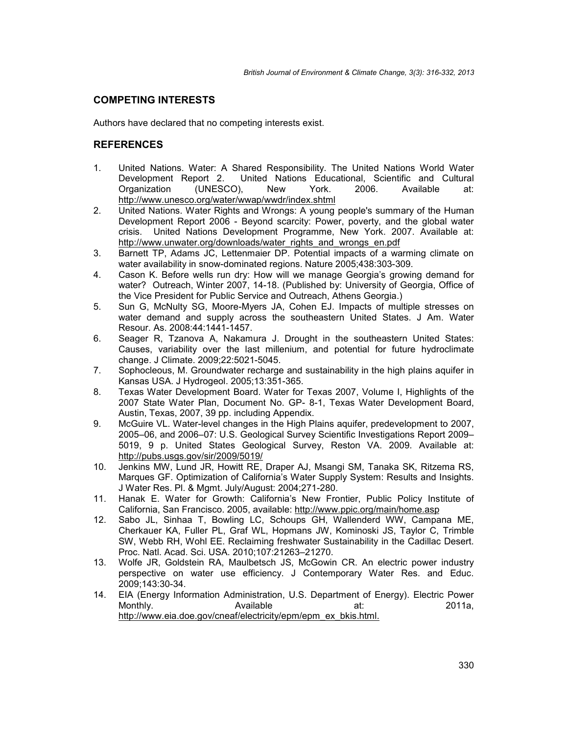## COMPETING INTERESTS

Authors have declared that no competing interests exist.

## REFERENCES

1. United Nations. Water: A Shared Responsibility. The United Nations World Water Development Report 2. United Nations Educational, Scientific and Cultural Organization (UNESCO), New York. 2006. Available at: http://www.unesco.org/water/wwap/wwdr/index.shtml
2. United Nations. Water Rights and Wrongs: A young people's summary of the Human Development Report 2006 - Beyond scarcity: Power, poverty, and the global water crisis. United Nations Development Programme, New York. 2007. Available at: http://www.unwater.org/downloads/water_rights_and_wrongs_en.pdf
3. Barnett TP, Adams JC, Lettenmaier DP. Potential impacts of a warming climate on water availability in snow-dominated regions. Nature 2005;438:303-309.
4. Cason K. Before wells run dry: How will we manage Georgia's growing demand for water? Outreach, Winter 2007, 14-18. (Published by: University of Georgia, Office of the Vice President for Public Service and Outreach, Athens Georgia.)
5. Sun G, McNulty SG, Moore-Myers JA, Cohen EJ. Impacts of multiple stresses on water demand and supply across the southeastern United States. J Am. Water Resour. As. 2008:44:1441-1457.
6. Seager R, Tzanova A, Nakamura J. Drought in the southeastern United States: Causes, variability over the last millenium, and potential for future hydroclimate change. J Climate. 2009;22:5021-5045.
7. Sophocleous, M. Groundwater recharge and sustainability in the high plains aquifer in Kansas USA. J Hydrogeol. 2005;13:351-365.
8. Texas Water Development Board. Water for Texas 2007, Volume I, Highlights of the 2007 State Water Plan, Document No. GP- 8-1, Texas Water Development Board, Austin, Texas, 2007, 39 pp. including Appendix.
9. McGuire VL. Water-level changes in the High Plains aquifer, predevelopment to 2007, 2005–06, and 2006–07: U.S. Geological Survey Scientific Investigations Report 2009–5019, 9 p. United States Geological Survey, Reston VA. 2009. Available at: http://pubs.usgs.gov/sir/2009/5019/
10. Jenkins MW, Lund JR, Howitt RE, Draper AJ, Msangi SM, Tanaka SK, Ritzema RS, Marques GF. Optimization of California's Water Supply System: Results and Insights. J Water Res. Pl. & Mgmt. July/August: 2004;271-280.
11. Hanak E. Water for Growth: California's New Frontier, Public Policy Institute of California, San Francisco. 2005, available: http://www.ppic.org/main/home.asp
12. Sabo JL, Sinhaa T, Bowling LC, Schoups GH, Wallenderd WW, Campana ME, Cherkauer KA, Fuller PL, Graf WL, Hopmans JW, Kominoski JS, Taylor C, Trimble SW, Webb RH, Wohl EE. Reclaiming freshwater Sustainability in the Cadillac Desert. Proc. Natl. Acad. Sci. USA. 2010;107:21263–21270.
13. Wolfe JR, Goldstein RA, Maulbetsch JS, McGowin CR. An electric power industry perspective on water use efficiency. J Contemporary Water Res. and Educ. 2009;143:30-34.
14. EIA (Energy Information Administration, U.S. Department of Energy). Electric Power Monthly. Available at: 2011a, http://www.eia.doe.gov/cneaf/electricity/epm/epm_ex_bkis.html.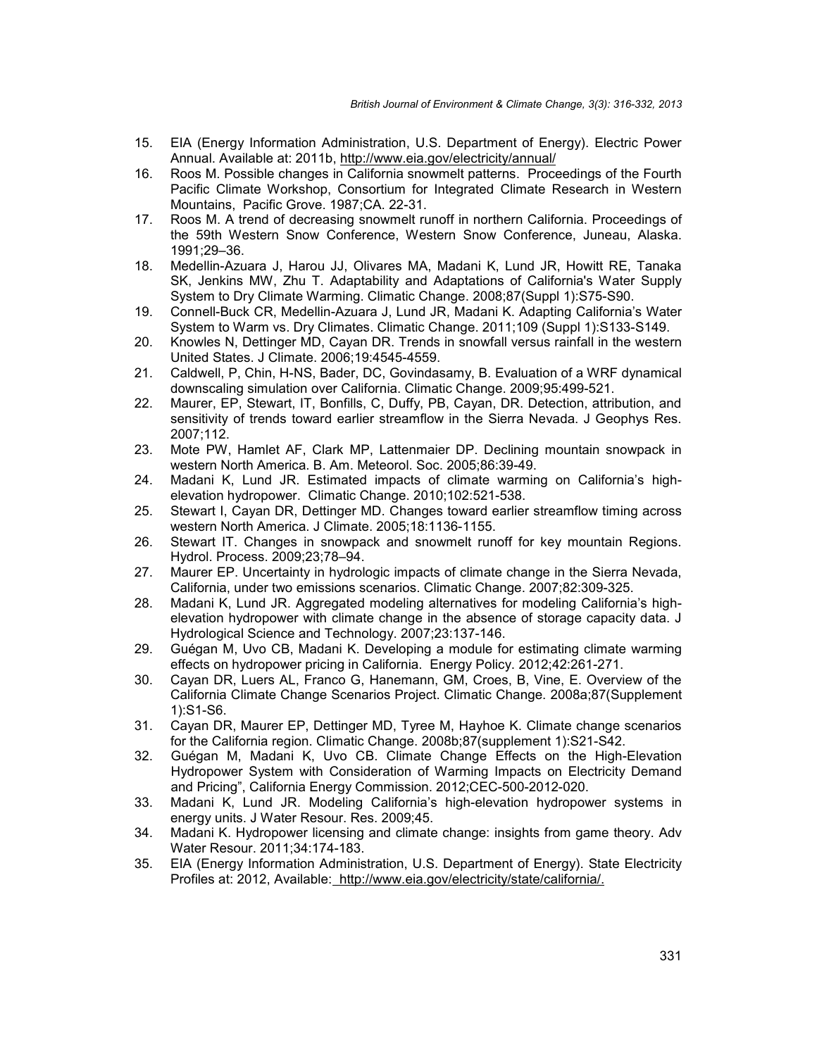15. EIA (Energy Information Administration, U.S. Department of Energy). Electric Power Annual. Available at: 2011b, http://www.eia.gov/electricity/annual/
16. Roos M. Possible changes in California snowmelt patterns. Proceedings of the Fourth Pacific Climate Workshop, Consortium for Integrated Climate Research in Western Mountains, Pacific Grove. 1987;CA. 22-31.
17. Roos M. A trend of decreasing snowmelt runoff in northern California. Proceedings of the 59th Western Snow Conference, Western Snow Conference, Juneau, Alaska. 1991;29–36.
18. Medellin-Azuara J, Harou JJ, Olivares MA, Madani K, Lund JR, Howitt RE, Tanaka SK, Jenkins MW, Zhu T. Adaptability and Adaptations of California's Water Supply System to Dry Climate Warming. Climatic Change. 2008;87(Suppl 1):S75-S90.
19. Connell-Buck CR, Medellin-Azuara J, Lund JR, Madani K. Adapting California's Water System to Warm vs. Dry Climates. Climatic Change. 2011;109 (Suppl 1):S133-S149.
20. Knowles N, Dettinger MD, Cayan DR. Trends in snowfall versus rainfall in the western United States. J Climate. 2006;19:4545-4559.
21. Caldwell, P, Chin, H-NS, Bader, DC, Govindasamy, B. Evaluation of a WRF dynamical downscaling simulation over California. Climatic Change. 2009;95:499-521.
22. Maurer, EP, Stewart, IT, Bonfills, C, Duffy, PB, Cayan, DR. Detection, attribution, and sensitivity of trends toward earlier streamflow in the Sierra Nevada. J Geophys Res. 2007;112.
23. Mote PW, Hamlet AF, Clark MP, Lattenmaier DP. Declining mountain snowpack in western North America. B. Am. Meteorol. Soc. 2005;86:39-49.
24. Madani K, Lund JR. Estimated impacts of climate warming on California's high-elevation hydropower. Climatic Change. 2010;102:521-538.
25. Stewart I, Cayan DR, Dettinger MD. Changes toward earlier streamflow timing across western North America. J Climate. 2005;18:1136-1155.
26. Stewart IT. Changes in snowpack and snowmelt runoff for key mountain Regions. Hydrol. Process. 2009;23;78–94.
27. Maurer EP. Uncertainty in hydrologic impacts of climate change in the Sierra Nevada, California, under two emissions scenarios. Climatic Change. 2007;82:309-325.
28. Madani K, Lund JR. Aggregated modeling alternatives for modeling California's high-elevation hydropower with climate change in the absence of storage capacity data. J Hydrological Science and Technology. 2007;23:137-146.
29. Guégan M, Uvo CB, Madani K. Developing a module for estimating climate warming effects on hydropower pricing in California. Energy Policy. 2012;42:261-271.
30. Cayan DR, Luers AL, Franco G, Hanemann, GM, Croes, B, Vine, E. Overview of the California Climate Change Scenarios Project. Climatic Change. 2008a;87(Supplement 1):S1-S6.
31. Cayan DR, Maurer EP, Dettinger MD, Tyree M, Hayhoe K. Climate change scenarios for the California region. Climatic Change. 2008b;87(supplement 1):S21-S42.
32. Guégan M, Madani K, Uvo CB. Climate Change Effects on the High-Elevation Hydropower System with Consideration of Warming Impacts on Electricity Demand and Pricing", California Energy Commission. 2012;CEC-500-2012-020.
33. Madani K, Lund JR. Modeling California's high-elevation hydropower systems in energy units. J Water Resour. Res. 2009;45.
34. Madani K. Hydropower licensing and climate change: insights from game theory. Adv Water Resour. 2011;34:174-183.
35. EIA (Energy Information Administration, U.S. Department of Energy). State Electricity Profiles at: 2012, Available: http://www.eia.gov/electricity/state/california/.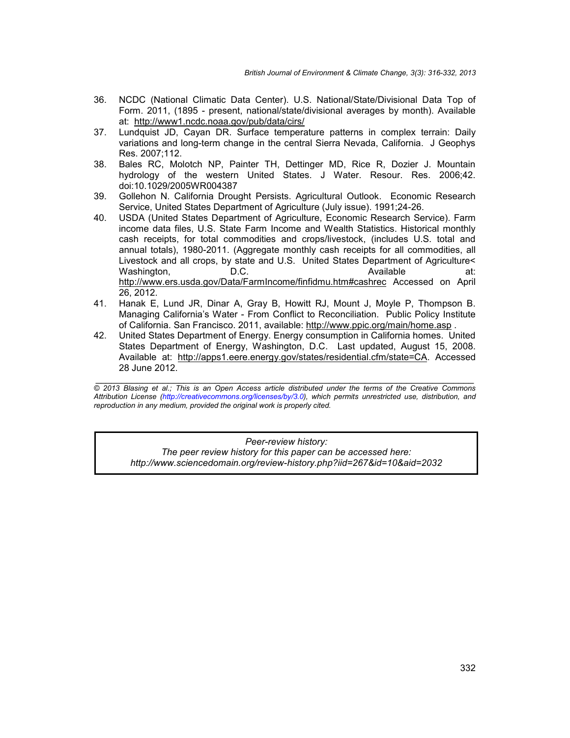36. NCDC (National Climatic Data Center). U.S. National/State/Divisional Data Top of Form. 2011, (1895 - present, national/state/divisional averages by month). Available at: http://www1.ncdc.noaa.gov/pub/data/cirs/
37. Lundquist JD, Cayan DR. Surface temperature patterns in complex terrain: Daily variations and long-term change in the central Sierra Nevada, California. J Geophys Res. 2007;112.
38. Bales RC, Molotch NP, Painter TH, Dettinger MD, Rice R, Dozier J. Mountain hydrology of the western United States. J Water. Resour. Res. 2006;42. doi:10.1029/2005WR004387
39. Gollehon N. California Drought Persists. Agricultural Outlook. Economic Research Service, United States Department of Agriculture (July issue). 1991;24-26.
40. USDA (United States Department of Agriculture, Economic Research Service). Farm income data files, U.S. State Farm Income and Wealth Statistics. Historical monthly cash receipts, for total commodities and crops/livestock, (includes U.S. total and annual totals), 1980-2011. (Aggregate monthly cash receipts for all commodities, all Livestock and all crops, by state and U.S. United States Department of Agriculture< Washington, D.C. Available at: http://www.ers.usda.gov/Data/FarmIncome/finfidmu.htm#cashrec Accessed on April 26, 2012.
41. Hanak E, Lund JR, Dinar A, Gray B, Howitt RJ, Mount J, Moyle P, Thompson B. Managing California's Water - From Conflict to Reconciliation. Public Policy Institute of California. San Francisco. 2011, available: http://www.ppic.org/main/home.asp .
42. United States Department of Energy. Energy consumption in California homes. United States Department of Energy, Washington, D.C. Last updated, August 15, 2008. Available at: http://apps1.eere.energy.gov/states/residential.cfm/state=CA. Accessed 28 June 2012.

---

*© 2013 Blasing et al.; This is an Open Access article distributed under the terms of the Creative Commons Attribution License (http://creativecommons.org/licenses/by/3.0), which permits unrestricted use, distribution, and reproduction in any medium, provided the original work is properly cited.*

*Peer-review history:*
*The peer review history for this paper can be accessed here:*
*http://www.sciencedomain.org/review-history.php?iid=267&id=10&aid=2032*